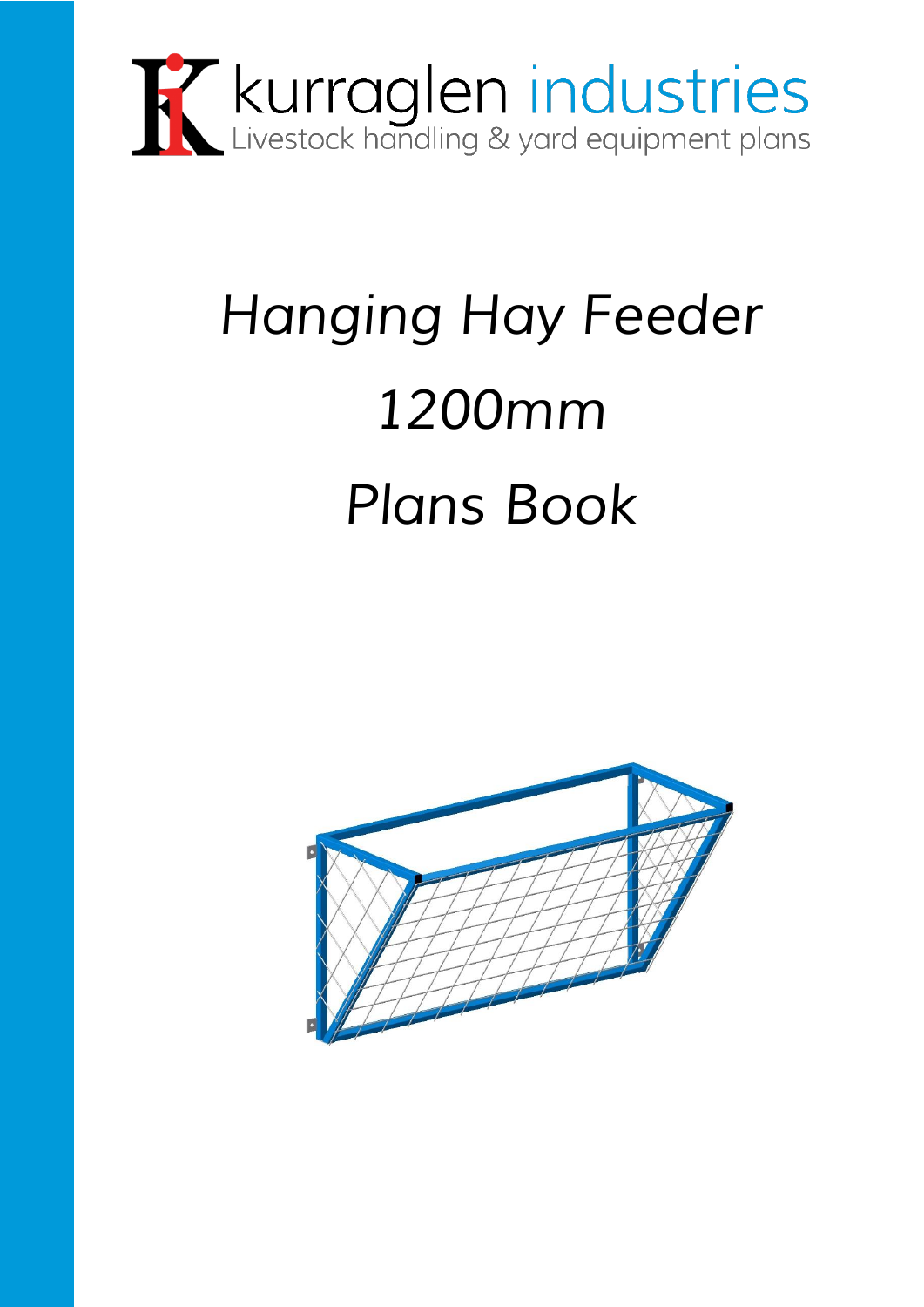kurraglen industries

Livestock handling & yard equipment plans

# *Hanging Hay Feeder*

# *1200mm*

# *Plans Book*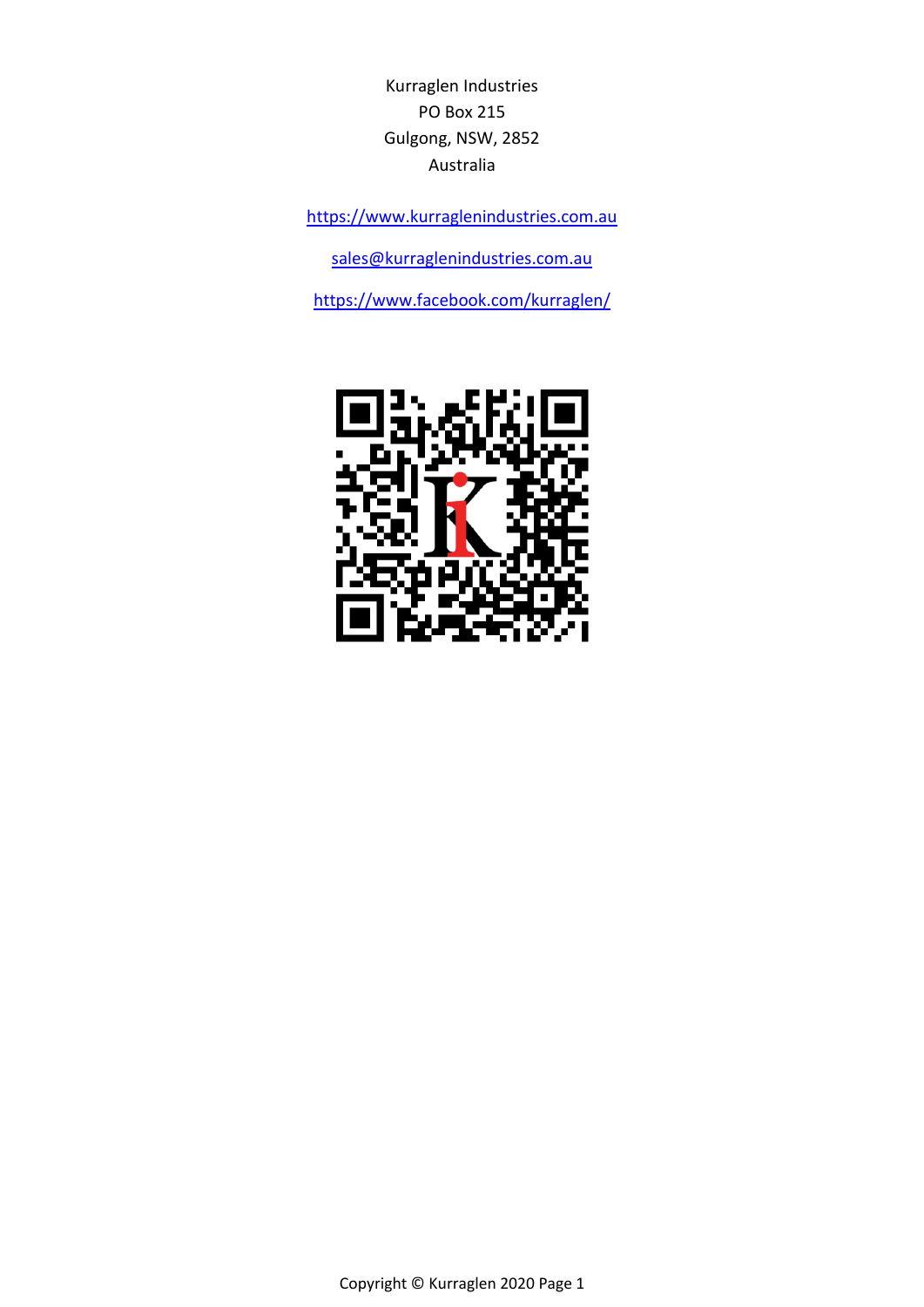Kurraglen Industries
PO Box 215
Gulgong, NSW, 2852
Australia

https://www.kurraglenindustries.com.au

sales@kurraglenindustries.com.au

https://www.facebook.com/kurraglen/

Copyright © Kurraglen 2020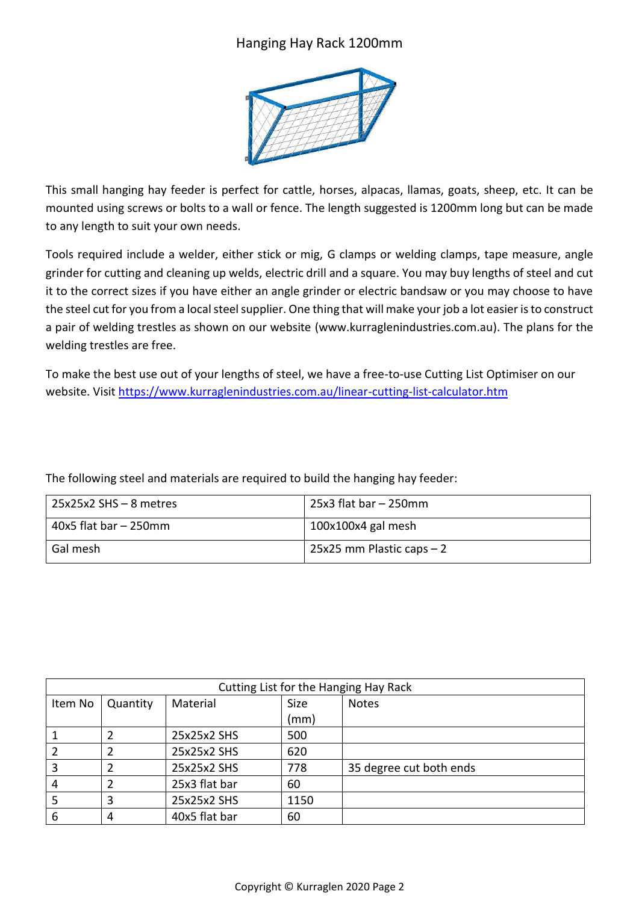# Hanging Hay Rack 1200mm

This small hanging hay feeder is perfect for cattle, horses, alpacas, llamas, goats, sheep, etc. It can be mounted using screws or bolts to a wall or fence. The length suggested is 1200mm long but can be made to any length to suit your own needs.

Tools required include a welder, either stick or mig, G clamps or welding clamps, tape measure, angle grinder for cutting and cleaning up welds, electric drill and a square. You may buy lengths of steel and cut it to the correct sizes if you have either an angle grinder or electric bandsaw or you may choose to have the steel cut for you from a local steel supplier. One thing that will make your job a lot easier is to construct a pair of welding trestles as shown on our website (www.kurraglenindustries.com.au). The plans for the welding trestles are free.

To make the best use out of your lengths of steel, we have a free-to-use Cutting List Optimiser on our website. Visit [https://www.kurraglenindustries.com.au/linear-cutting-list-calculator.htm](https://www.kurraglenindustries.com.au/linear-cutting-list-calculator.htm)

The following steel and materials are required to build the hanging hay feeder:

| | |
|---|---|
| 25x25x2 SHS – 8 metres | 25x3 flat bar – 250mm |
| 40x5 flat bar – 250mm | 100x100x4 gal mesh |
| Gal mesh | 25x25 mm Plastic caps – 2 |

| Cutting List for the Hanging Hay Rack | | | | |
|---|---|---|---|---|
| Item No | Quantity | Material | Size (mm) | Notes |
| 1 | 2 | 25x25x2 SHS | 500 | |
| 2 | 2 | 25x25x2 SHS | 620 | |
| 3 | 2 | 25x25x2 SHS | 778 | 35 degree cut both ends |
| 4 | 2 | 25x3 flat bar | 60 | |
| 5 | 3 | 25x25x2 SHS | 1150 | |
| 6 | 4 | 40x5 flat bar | 60 | |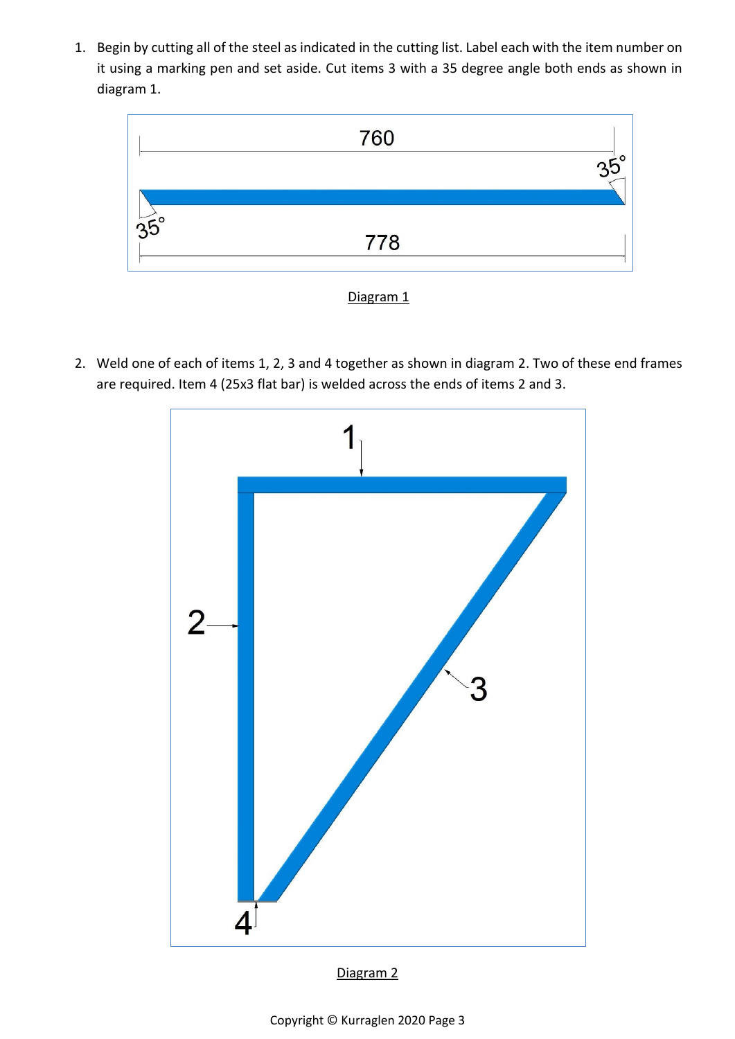1. Begin by cutting all of the steel as indicated in the cutting list. Label each with the item number on it using a marking pen and set aside. Cut items 3 with a 35 degree angle both ends as shown in diagram 1.

Diagram 1

2. Weld one of each of items 1, 2, 3 and 4 together as shown in diagram 2. Two of these end frames are required. Item 4 (25x3 flat bar) is welded across the ends of items 2 and 3.

Diagram 2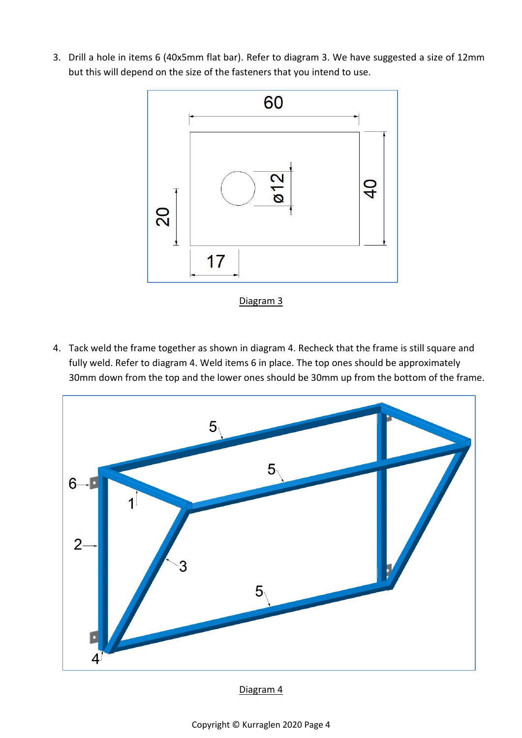3. Drill a hole in items 6 (40x5mm flat bar). Refer to diagram 3. We have suggested a size of 12mm but this will depend on the size of the fasteners that you intend to use.

Diagram 3

4. Tack weld the frame together as shown in diagram 4. Recheck that the frame is still square and fully weld. Refer to diagram 4. Weld items 6 in place. The top ones should be approximately 30mm down from the top and the lower ones should be 30mm up from the bottom of the frame.

Diagram 4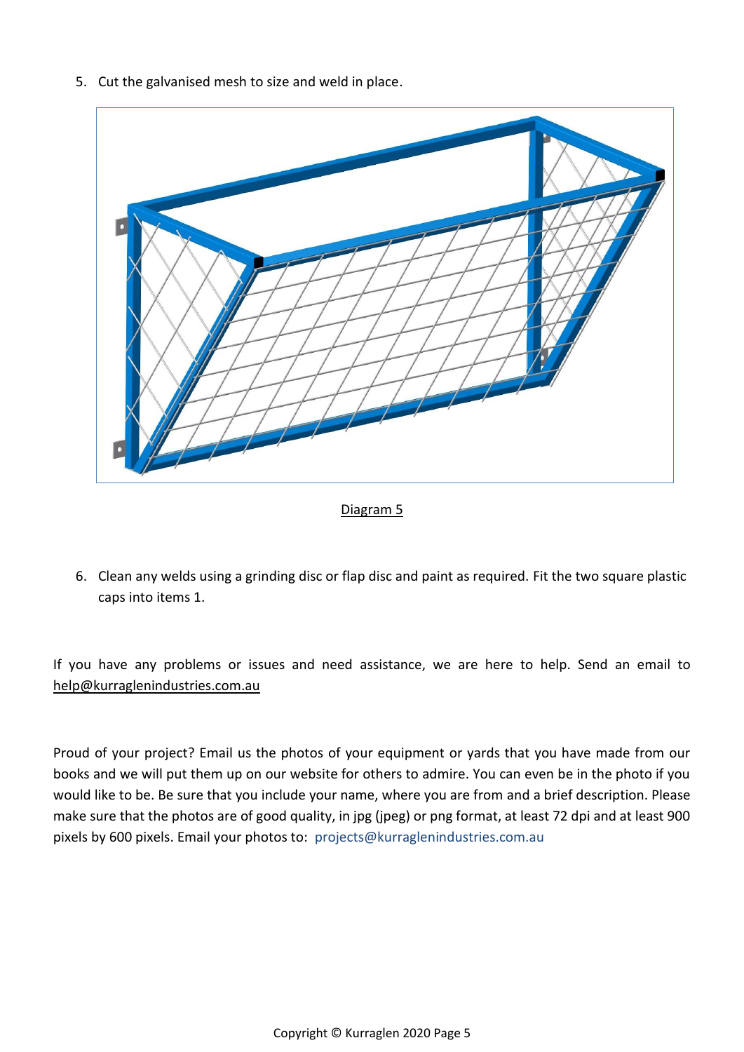5. Cut the galvanised mesh to size and weld in place.

Diagram 5

6. Clean any welds using a grinding disc or flap disc and paint as required. Fit the two square plastic caps into items 1.

If you have any problems or issues and need assistance, we are here to help. Send an email to help@kurraglenindustries.com.au

Proud of your project? Email us the photos of your equipment or yards that you have made from our books and we will put them up on our website for others to admire. You can even be in the photo if you would like to be. Be sure that you include your name, where you are from and a brief description. Please make sure that the photos are of good quality, in jpg (jpeg) or png format, at least 72 dpi and at least 900 pixels by 600 pixels. Email your photos to: projects@kurraglenindustries.com.au